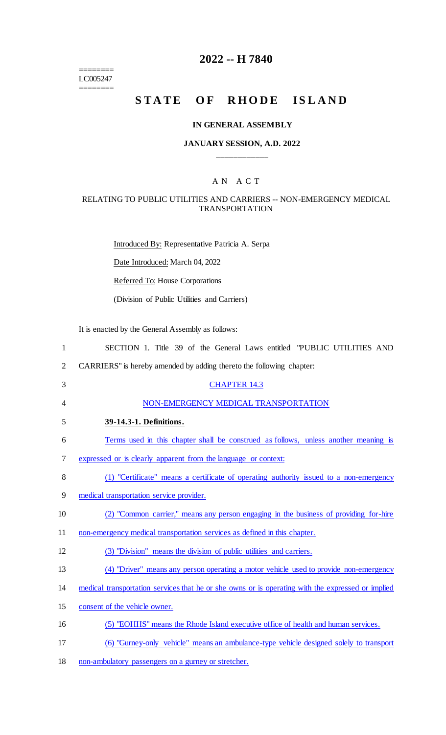========
LC005247
========

# 2022 -- H 7840

# STATE OF RHODE ISLAND

### IN GENERAL ASSEMBLY

### JANUARY SESSION, A.D. 2022

---

## A N A C T

### RELATING TO PUBLIC UTILITIES AND CARRIERS -- NON-EMERGENCY MEDICAL TRANSPORTATION

Introduced By: Representative Patricia A. Serpa

Date Introduced: March 04, 2022

Referred To: House Corporations

(Division of Public Utilities and Carriers)

It is enacted by the General Assembly as follows:

1 SECTION 1. Title 39 of the General Laws entitled "PUBLIC UTILITIES AND
2 CARRIERS" is hereby amended by adding thereto the following chapter:

3 CHAPTER 14.3

4 NON-EMERGENCY MEDICAL TRANSPORTATION

5 **39-14.3-1. Definitions.**

6 Terms used in this chapter shall be construed as follows, unless another meaning is
7 expressed or is clearly apparent from the language or context:

8 (1) "Certificate" means a certificate of operating authority issued to a non-emergency
9 medical transportation service provider.

10 (2) "Common carrier," means any person engaging in the business of providing for-hire
11 non-emergency medical transportation services as defined in this chapter.

12 (3) "Division" means the division of public utilities and carriers.

13 (4) "Driver" means any person operating a motor vehicle used to provide non-emergency
14 medical transportation services that he or she owns or is operating with the expressed or implied
15 consent of the vehicle owner.

16 (5) "EOHHS" means the Rhode Island executive office of health and human services.

17 (6) "Gurney-only vehicle" means an ambulance-type vehicle designed solely to transport
18 non-ambulatory passengers on a gurney or stretcher.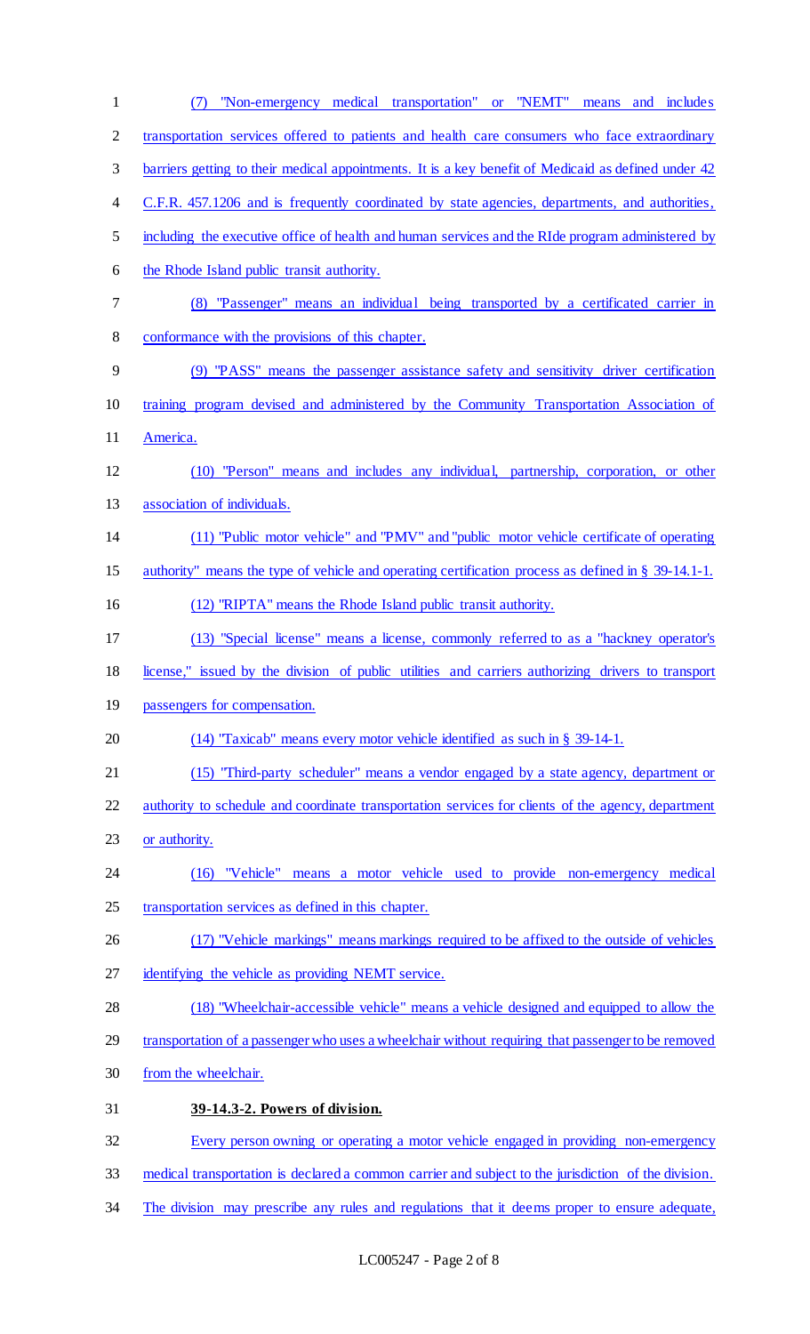(7) "Non-emergency medical transportation" or "NEMT" means and includes transportation services offered to patients and health care consumers who face extraordinary barriers getting to their medical appointments. It is a key benefit of Medicaid as defined under 42 C.F.R. 457.1206 and is frequently coordinated by state agencies, departments, and authorities, including the executive office of health and human services and the RIde program administered by the Rhode Island public transit authority.

(8) "Passenger" means an individual being transported by a certificated carrier in conformance with the provisions of this chapter.

(9) "PASS" means the passenger assistance safety and sensitivity driver certification training program devised and administered by the Community Transportation Association of America.

(10) "Person" means and includes any individual, partnership, corporation, or other association of individuals.

(11) "Public motor vehicle" and "PMV" and "public motor vehicle certificate of operating authority" means the type of vehicle and operating certification process as defined in § 39-14.1-1.

(12) "RIPTA" means the Rhode Island public transit authority.

(13) "Special license" means a license, commonly referred to as a "hackney operator's license," issued by the division of public utilities and carriers authorizing drivers to transport passengers for compensation.

(14) "Taxicab" means every motor vehicle identified as such in § 39-14-1.

(15) "Third-party scheduler" means a vendor engaged by a state agency, department or authority to schedule and coordinate transportation services for clients of the agency, department or authority.

(16) "Vehicle" means a motor vehicle used to provide non-emergency medical transportation services as defined in this chapter.

(17) "Vehicle markings" means markings required to be affixed to the outside of vehicles identifying the vehicle as providing NEMT service.

(18) "Wheelchair-accessible vehicle" means a vehicle designed and equipped to allow the transportation of a passenger who uses a wheelchair without requiring that passenger to be removed from the wheelchair.

**39-14.3-2. Powers of division.**

Every person owning or operating a motor vehicle engaged in providing non-emergency medical transportation is declared a common carrier and subject to the jurisdiction of the division. The division may prescribe any rules and regulations that it deems proper to ensure adequate,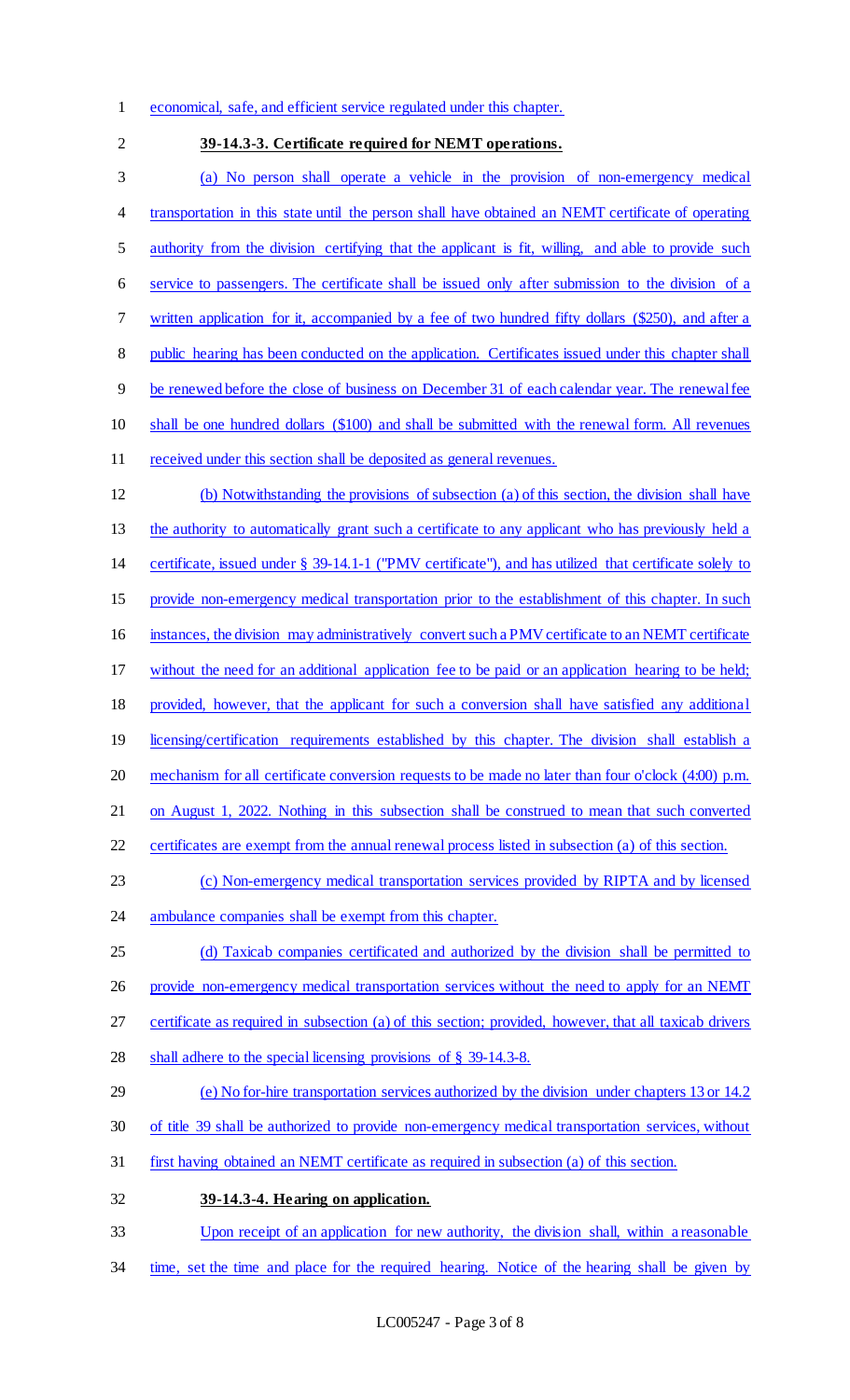economical, safe, and efficient service regulated under this chapter.

**39-14.3-3. Certificate required for NEMT operations.**

(a) No person shall operate a vehicle in the provision of non-emergency medical transportation in this state until the person shall have obtained an NEMT certificate of operating authority from the division certifying that the applicant is fit, willing, and able to provide such service to passengers. The certificate shall be issued only after submission to the division of a written application for it, accompanied by a fee of two hundred fifty dollars ($250), and after a public hearing has been conducted on the application. Certificates issued under this chapter shall be renewed before the close of business on December 31 of each calendar year. The renewal fee shall be one hundred dollars ($100) and shall be submitted with the renewal form. All revenues received under this section shall be deposited as general revenues.

(b) Notwithstanding the provisions of subsection (a) of this section, the division shall have the authority to automatically grant such a certificate to any applicant who has previously held a certificate, issued under § 39-14.1-1 ("PMV certificate"), and has utilized that certificate solely to provide non-emergency medical transportation prior to the establishment of this chapter. In such instances, the division may administratively convert such a PMV certificate to an NEMT certificate without the need for an additional application fee to be paid or an application hearing to be held; provided, however, that the applicant for such a conversion shall have satisfied any additional licensing/certification requirements established by this chapter. The division shall establish a mechanism for all certificate conversion requests to be made no later than four o'clock (4:00) p.m. on August 1, 2022. Nothing in this subsection shall be construed to mean that such converted certificates are exempt from the annual renewal process listed in subsection (a) of this section.

(c) Non-emergency medical transportation services provided by RIPTA and by licensed ambulance companies shall be exempt from this chapter.

(d) Taxicab companies certificated and authorized by the division shall be permitted to provide non-emergency medical transportation services without the need to apply for an NEMT certificate as required in subsection (a) of this section; provided, however, that all taxicab drivers shall adhere to the special licensing provisions of § 39-14.3-8.

(e) No for-hire transportation services authorized by the division under chapters 13 or 14.2 of title 39 shall be authorized to provide non-emergency medical transportation services, without first having obtained an NEMT certificate as required in subsection (a) of this section.

**39-14.3-4. Hearing on application.**

Upon receipt of an application for new authority, the division shall, within a reasonable time, set the time and place for the required hearing. Notice of the hearing shall be given by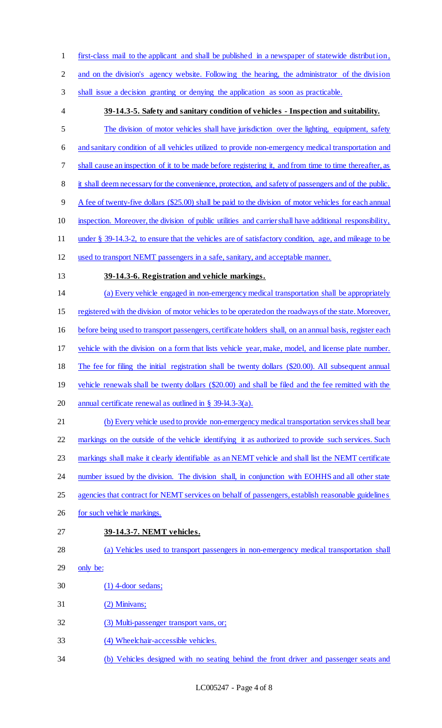first-class mail to the applicant and shall be published in a newspaper of statewide distribution, and on the division's agency website. Following the hearing, the administrator of the division shall issue a decision granting or denying the application as soon as practicable.

**39-14.3-5. Safety and sanitary condition of vehicles - Inspection and suitability.**

The division of motor vehicles shall have jurisdiction over the lighting, equipment, safety and sanitary condition of all vehicles utilized to provide non-emergency medical transportation and shall cause an inspection of it to be made before registering it, and from time to time thereafter, as it shall deem necessary for the convenience, protection, and safety of passengers and of the public. A fee of twenty-five dollars ($25.00) shall be paid to the division of motor vehicles for each annual inspection. Moreover, the division of public utilities and carrier shall have additional responsibility, under § 39-14.3-2, to ensure that the vehicles are of satisfactory condition, age, and mileage to be used to transport NEMT passengers in a safe, sanitary, and acceptable manner.

**39-14.3-6. Registration and vehicle markings.**

(a) Every vehicle engaged in non-emergency medical transportation shall be appropriately registered with the division of motor vehicles to be operated on the roadways of the state. Moreover, before being used to transport passengers, certificate holders shall, on an annual basis, register each vehicle with the division on a form that lists vehicle year, make, model, and license plate number. The fee for filing the initial registration shall be twenty dollars ($20.00). All subsequent annual vehicle renewals shall be twenty dollars ($20.00) and shall be filed and the fee remitted with the annual certificate renewal as outlined in § 39-14.3-3(a).

(b) Every vehicle used to provide non-emergency medical transportation services shall bear markings on the outside of the vehicle identifying it as authorized to provide such services. Such markings shall make it clearly identifiable as an NEMT vehicle and shall list the NEMT certificate number issued by the division. The division shall, in conjunction with EOHHS and all other state agencies that contract for NEMT services on behalf of passengers, establish reasonable guidelines for such vehicle markings.

**39-14.3-7. NEMT vehicles.**

(a) Vehicles used to transport passengers in non-emergency medical transportation shall only be:

(1) 4-door sedans;

(2) Minivans;

(3) Multi-passenger transport vans, or;

(4) Wheelchair-accessible vehicles.

(b) Vehicles designed with no seating behind the front driver and passenger seats and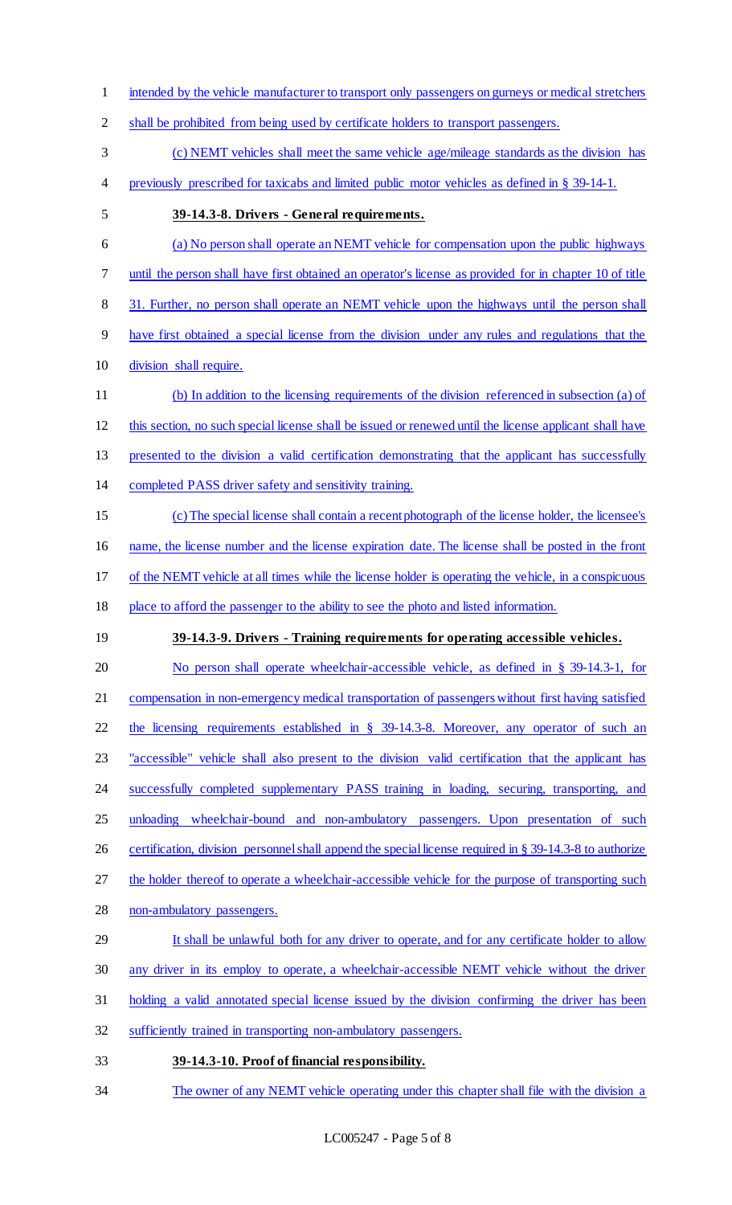intended by the vehicle manufacturer to transport only passengers on gurneys or medical stretchers shall be prohibited from being used by certificate holders to transport passengers.

(c) NEMT vehicles shall meet the same vehicle age/mileage standards as the division has previously prescribed for taxicabs and limited public motor vehicles as defined in § 39-14-1.

**39-14.3-8. Drivers - General requirements.**

(a) No person shall operate an NEMT vehicle for compensation upon the public highways until the person shall have first obtained an operator's license as provided for in chapter 10 of title 31. Further, no person shall operate an NEMT vehicle upon the highways until the person shall have first obtained a special license from the division under any rules and regulations that the division shall require.

(b) In addition to the licensing requirements of the division referenced in subsection (a) of this section, no such special license shall be issued or renewed until the license applicant shall have presented to the division a valid certification demonstrating that the applicant has successfully completed PASS driver safety and sensitivity training.

(c) The special license shall contain a recent photograph of the license holder, the licensee's name, the license number and the license expiration date. The license shall be posted in the front of the NEMT vehicle at all times while the license holder is operating the vehicle, in a conspicuous place to afford the passenger to the ability to see the photo and listed information.

**39-14.3-9. Drivers - Training requirements for operating accessible vehicles.**

No person shall operate wheelchair-accessible vehicle, as defined in § 39-14.3-1, for compensation in non-emergency medical transportation of passengers without first having satisfied the licensing requirements established in § 39-14.3-8. Moreover, any operator of such an "accessible" vehicle shall also present to the division valid certification that the applicant has successfully completed supplementary PASS training in loading, securing, transporting, and unloading wheelchair-bound and non-ambulatory passengers. Upon presentation of such certification, division personnel shall append the special license required in § 39-14.3-8 to authorize the holder thereof to operate a wheelchair-accessible vehicle for the purpose of transporting such non-ambulatory passengers.

It shall be unlawful both for any driver to operate, and for any certificate holder to allow any driver in its employ to operate, a wheelchair-accessible NEMT vehicle without the driver holding a valid annotated special license issued by the division confirming the driver has been sufficiently trained in transporting non-ambulatory passengers.

**39-14.3-10. Proof of financial responsibility.**

The owner of any NEMT vehicle operating under this chapter shall file with the division a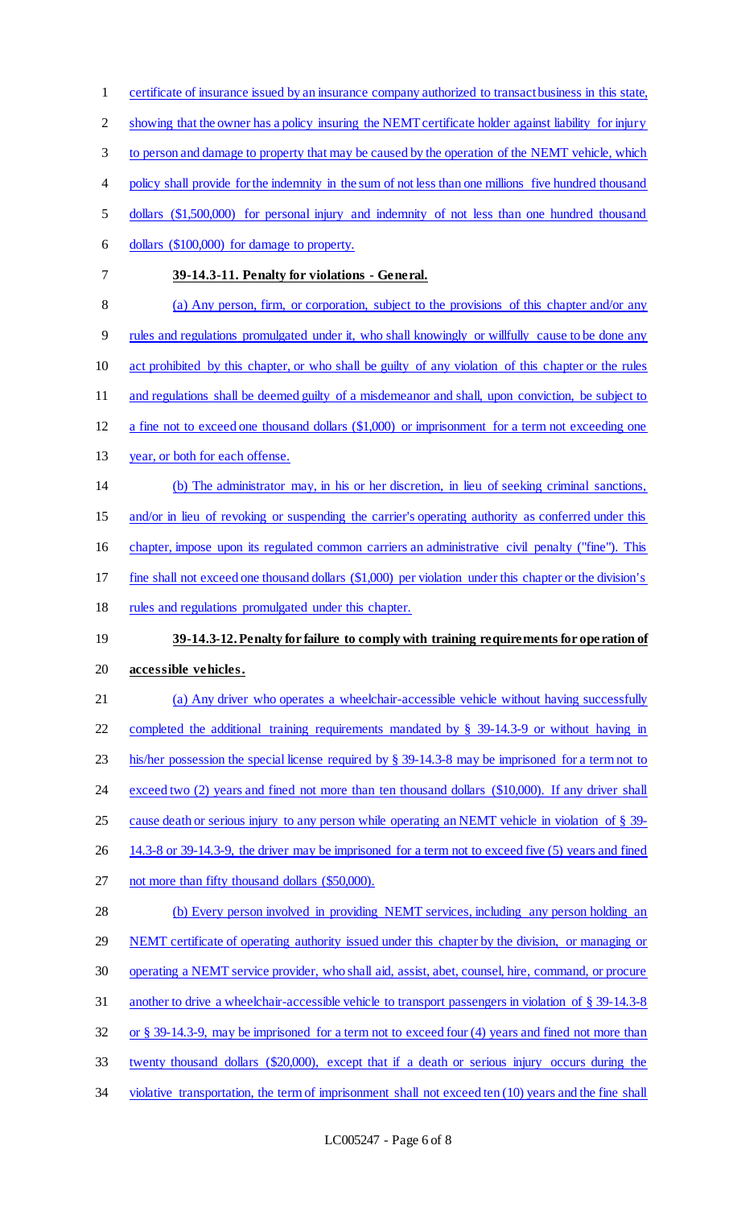certificate of insurance issued by an insurance company authorized to transact business in this state, showing that the owner has a policy insuring the NEMT certificate holder against liability for injury to person and damage to property that may be caused by the operation of the NEMT vehicle, which policy shall provide for the indemnity in the sum of not less than one millions five hundred thousand dollars ($1,500,000) for personal injury and indemnity of not less than one hundred thousand dollars ($100,000) for damage to property.

**39-14.3-11. Penalty for violations - General.**

(a) Any person, firm, or corporation, subject to the provisions of this chapter and/or any rules and regulations promulgated under it, who shall knowingly or willfully cause to be done any act prohibited by this chapter, or who shall be guilty of any violation of this chapter or the rules and regulations shall be deemed guilty of a misdemeanor and shall, upon conviction, be subject to a fine not to exceed one thousand dollars ($1,000) or imprisonment for a term not exceeding one year, or both for each offense.

(b) The administrator may, in his or her discretion, in lieu of seeking criminal sanctions, and/or in lieu of revoking or suspending the carrier's operating authority as conferred under this chapter, impose upon its regulated common carriers an administrative civil penalty ("fine"). This fine shall not exceed one thousand dollars ($1,000) per violation under this chapter or the division's rules and regulations promulgated under this chapter.

**39-14.3-12. Penalty for failure to comply with training requirements for operation of accessible vehicles.**

(a) Any driver who operates a wheelchair-accessible vehicle without having successfully completed the additional training requirements mandated by § 39-14.3-9 or without having in his/her possession the special license required by § 39-14.3-8 may be imprisoned for a term not to exceed two (2) years and fined not more than ten thousand dollars ($10,000). If any driver shall cause death or serious injury to any person while operating an NEMT vehicle in violation of § 39-14.3-8 or 39-14.3-9, the driver may be imprisoned for a term not to exceed five (5) years and fined not more than fifty thousand dollars ($50,000).

(b) Every person involved in providing NEMT services, including any person holding an NEMT certificate of operating authority issued under this chapter by the division, or managing or operating a NEMT service provider, who shall aid, assist, abet, counsel, hire, command, or procure another to drive a wheelchair-accessible vehicle to transport passengers in violation of § 39-14.3-8 or § 39-14.3-9, may be imprisoned for a term not to exceed four (4) years and fined not more than twenty thousand dollars ($20,000), except that if a death or serious injury occurs during the violative transportation, the term of imprisonment shall not exceed ten (10) years and the fine shall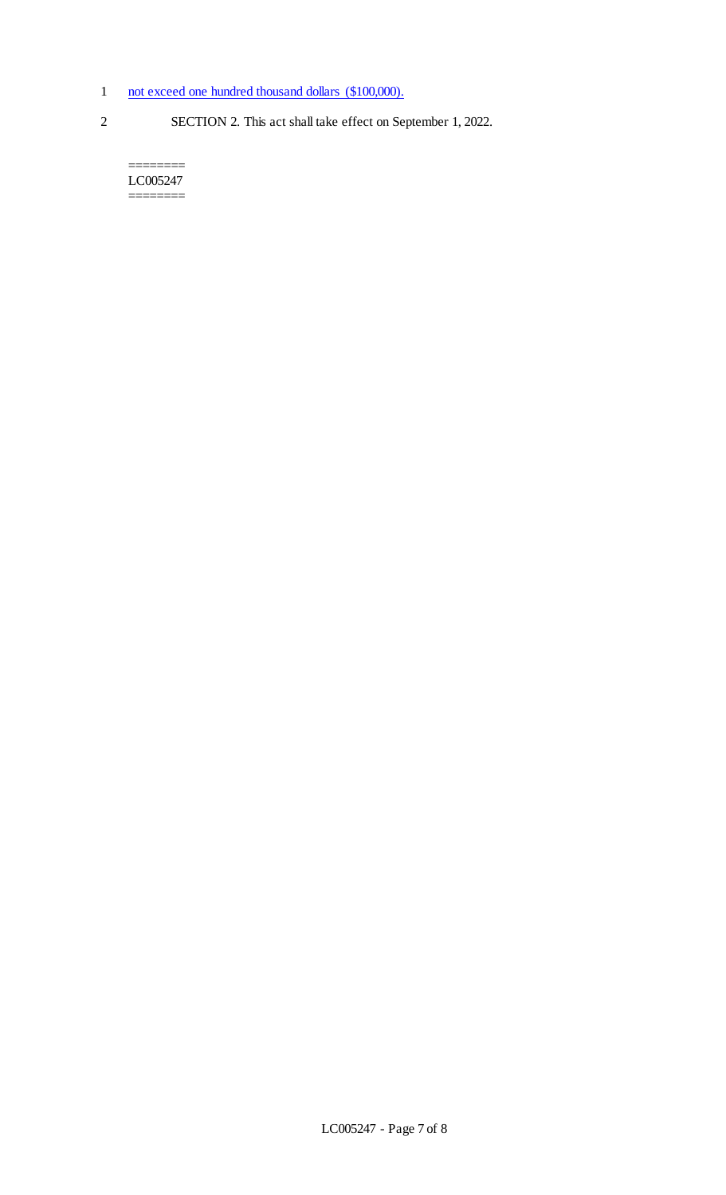not exceed one hundred thousand dollars ($100,000).

SECTION 2. This act shall take effect on September 1, 2022.

========
LC005247
========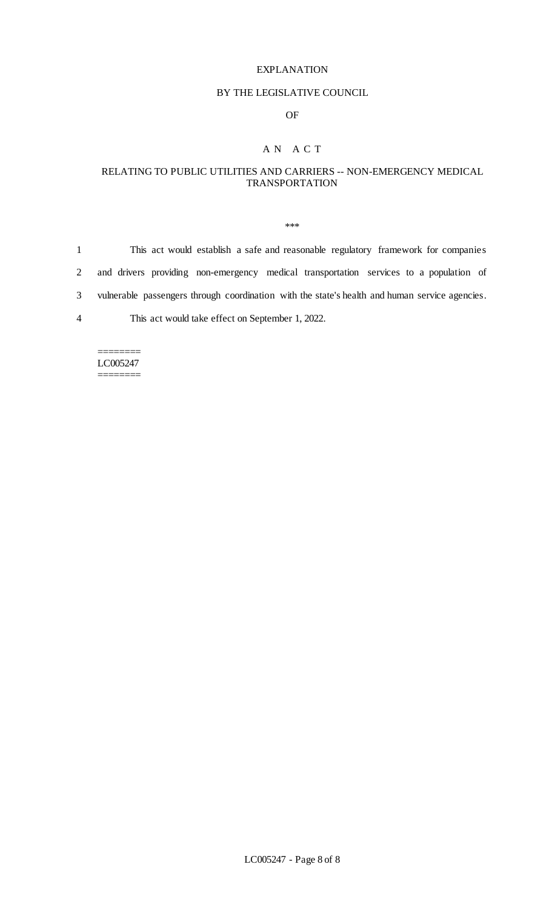EXPLANATION

BY THE LEGISLATIVE COUNCIL

OF

A N  A C T

RELATING TO PUBLIC UTILITIES AND CARRIERS -- NON-EMERGENCY MEDICAL TRANSPORTATION

\*\*\*

1 This act would establish a safe and reasonable regulatory framework for companies
2 and drivers providing non-emergency medical transportation services to a population of
3 vulnerable passengers through coordination with the state's health and human service agencies.
4 This act would take effect on September 1, 2022.

========
LC005247
========